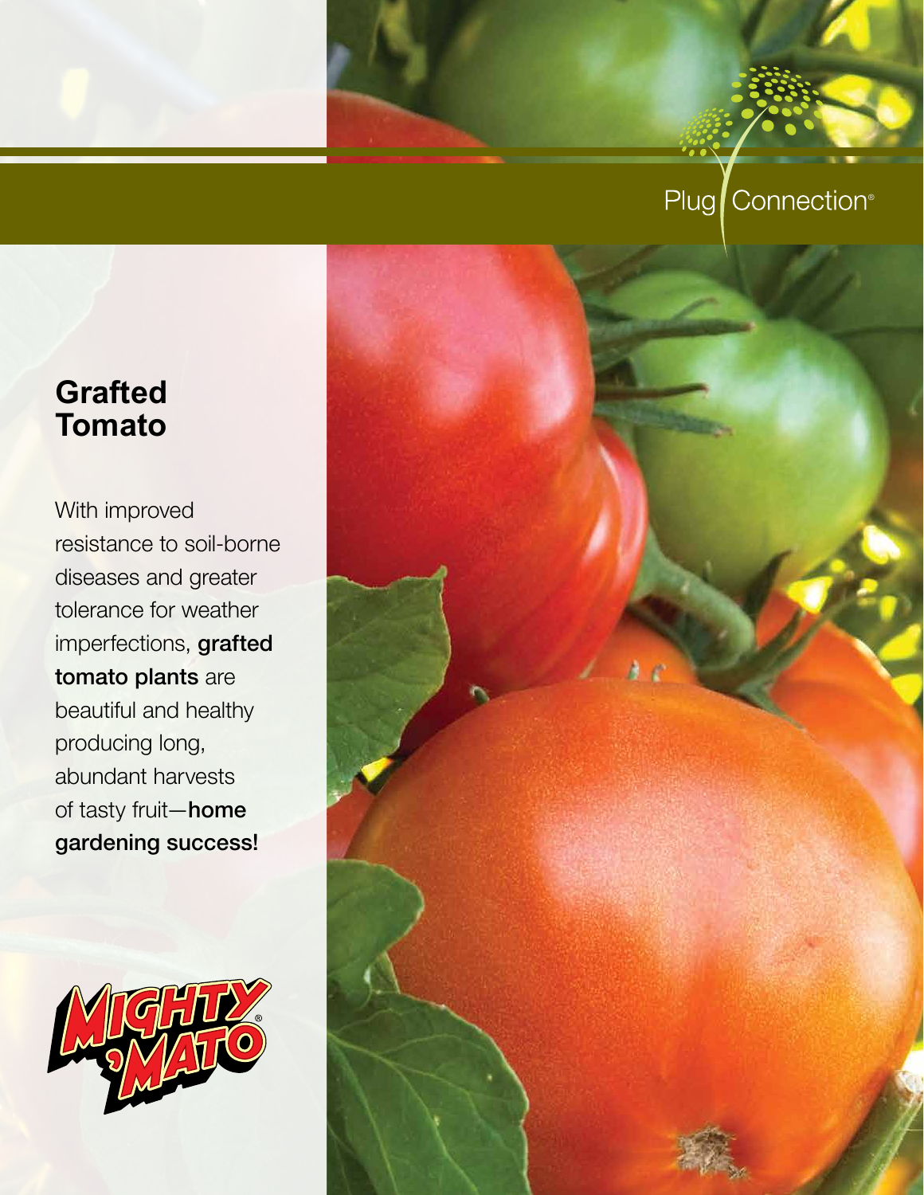Plug Connection®

# Grafted Tomato

With improved resistance to soil-borne diseases and greater tolerance for weather imperfections, **grafted tomato plants** are beautiful and healthy producing long, abundant harvests of tasty fruit—**home gardening success!**

MIGHTY 'MATO®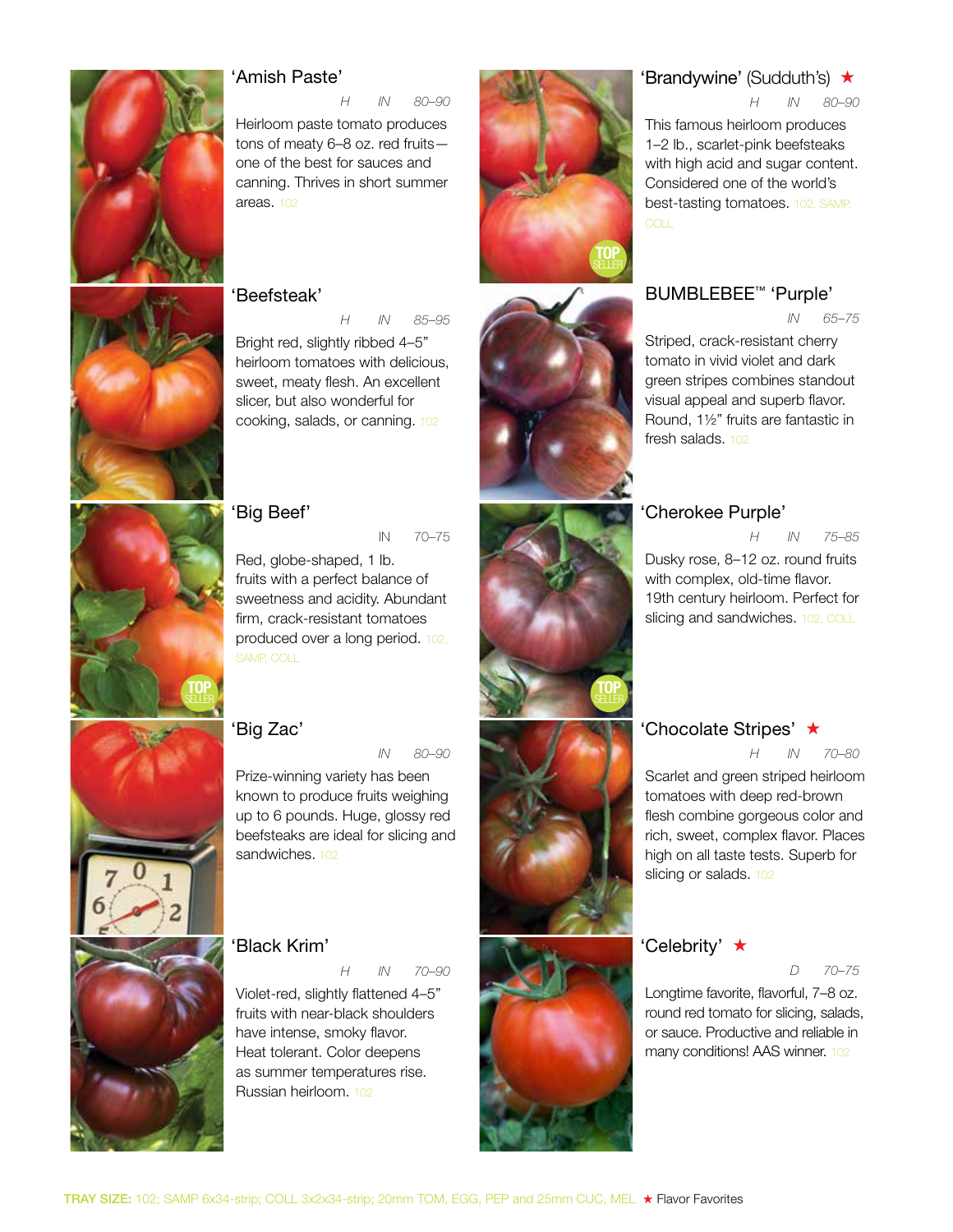## 'Amish Paste'

*H IN 80–90*

Heirloom paste tomato produces tons of meaty 6–8 oz. red fruits—one of the best for sauces and canning. Thrives in short summer areas. 102

## 'Beefsteak'

*H IN 85–95*

Bright red, slightly ribbed 4–5" heirloom tomatoes with delicious, sweet, meaty flesh. An excellent slicer, but also wonderful for cooking, salads, or canning. 102

## 'Big Beef'

*IN 70–75*

Red, globe-shaped, 1 lb. fruits with a perfect balance of sweetness and acidity. Abundant firm, crack-resistant tomatoes produced over a long period. 102, SAMP, COLL

TOP SELLER

## 'Big Zac'

*IN 80–90*

Prize-winning variety has been known to produce fruits weighing up to 6 pounds. Huge, glossy red beefsteaks are ideal for slicing and sandwiches. 102

## 'Black Krim'

*H IN 70–90*

Violet-red, slightly flattened 4–5" fruits with near-black shoulders have intense, smoky flavor. Heat tolerant. Color deepens as summer temperatures rise. Russian heirloom. 102

## 'Brandywine' (Sudduth's) ★

*H IN 80–90*

This famous heirloom produces 1–2 lb., scarlet-pink beefsteaks with high acid and sugar content. Considered one of the world's best-tasting tomatoes. 102, SAMP, COLL

TOP SELLER

## BUMBLEBEE™ 'Purple'

*IN 65–75*

Striped, crack-resistant cherry tomato in vivid violet and dark green stripes combines standout visual appeal and superb flavor. Round, 1½" fruits are fantastic in fresh salads. 102

## 'Cherokee Purple'

*H IN 75–85*

Dusky rose, 8–12 oz. round fruits with complex, old-time flavor. 19th century heirloom. Perfect for slicing and sandwiches. 102, COLL

TOP SELLER

## 'Chocolate Stripes' ★

*H IN 70–80*

Scarlet and green striped heirloom tomatoes with deep red-brown flesh combine gorgeous color and rich, sweet, complex flavor. Places high on all taste tests. Superb for slicing or salads. 102

## 'Celebrity' ★

*D 70–75*

Longtime favorite, flavorful, 7–8 oz. round red tomato for slicing, salads, or sauce. Productive and reliable in many conditions! AAS winner. 102

**TRAY SIZE:** 102; SAMP 6x34-strip; COLL 3x2x34-strip; 20mm TOM, EGG, PEP and 25mm CUC, MEL ★ Flavor Favorites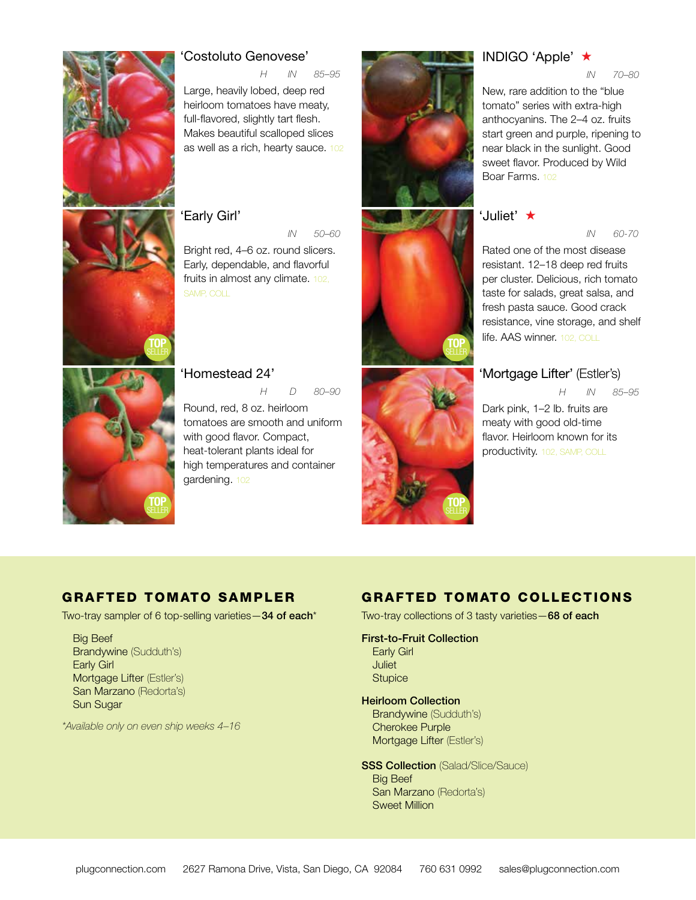### 'Costoluto Genovese'

*H   IN   85–95*

Large, heavily lobed, deep red heirloom tomatoes have meaty, full-flavored, slightly tart flesh. Makes beautiful scalloped slices as well as a rich, hearty sauce. 102

### 'Early Girl'

*IN   50–60*

Bright red, 4–6 oz. round slicers. Early, dependable, and flavorful fruits in almost any climate. 102, SAMP, COLL

TOP SELLER

### 'Homestead 24'

*H   D   80–90*

Round, red, 8 oz. heirloom tomatoes are smooth and uniform with good flavor. Compact, heat-tolerant plants ideal for high temperatures and container gardening. 102

TOP SELLER

### INDIGO 'Apple' ★

*IN   70–80*

New, rare addition to the "blue tomato" series with extra-high anthocyanins. The 2–4 oz. fruits start green and purple, ripening to near black in the sunlight. Good sweet flavor. Produced by Wild Boar Farms. 102

### 'Juliet' ★

*IN   60-70*

Rated one of the most disease resistant. 12–18 deep red fruits per cluster. Delicious, rich tomato taste for salads, great salsa, and fresh pasta sauce. Good crack resistance, vine storage, and shelf life. AAS winner. 102, COLL

TOP SELLER

### 'Mortgage Lifter' (Estler's)

*H   IN   85–95*

Dark pink, 1–2 lb. fruits are meaty with good old-time flavor. Heirloom known for its productivity. 102, SAMP, COLL

TOP SELLER

## GRAFTED TOMATO SAMPLER

Two-tray sampler of 6 top-selling varieties—**34 of each***

- Big Beef
- Brandywine (Sudduth's)
- Early Girl
- Mortgage Lifter (Estler's)
- San Marzano (Redorta's)
- Sun Sugar

*\*Available only on even ship weeks 4–16*

## GRAFTED TOMATO COLLECTIONS

Two-tray collections of 3 tasty varieties—**68 of each**

**First-to-Fruit Collection**
- Early Girl
- Juliet
- Stupice

**Heirloom Collection**
- Brandywine (Sudduth's)
- Cherokee Purple
- Mortgage Lifter (Estler's)

**SSS Collection** (Salad/Slice/Sauce)
- Big Beef
- San Marzano (Redorta's)
- Sweet Million

plugconnection.com   2627 Ramona Drive, Vista, San Diego, CA 92084   760 631 0992   sales@plugconnection.com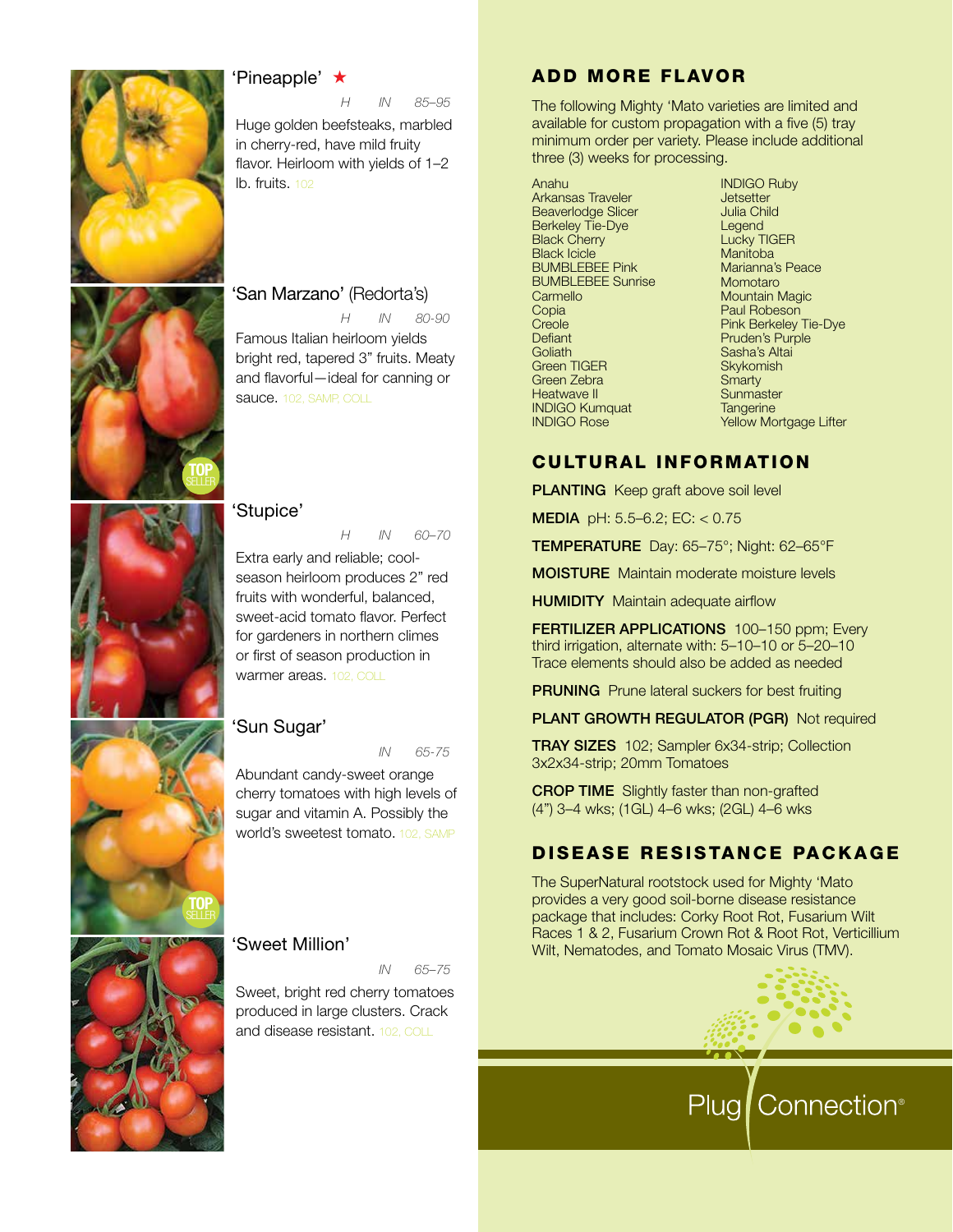## 'Pineapple' ★

*H IN 85–95*

Huge golden beefsteaks, marbled in cherry-red, have mild fruity flavor. Heirloom with yields of 1–2 lb. fruits. 102

## 'San Marzano' (Redorta's)

*H IN 80-90*

Famous Italian heirloom yields bright red, tapered 3" fruits. Meaty and flavorful—ideal for canning or sauce. 102, SAMP, COLL

TOP SELLER

## 'Stupice'

*H IN 60–70*

Extra early and reliable; cool-season heirloom produces 2" red fruits with wonderful, balanced, sweet-acid tomato flavor. Perfect for gardeners in northern climes or first of season production in warmer areas. 102, COLL

## 'Sun Sugar'

*IN 65-75*

Abundant candy-sweet orange cherry tomatoes with high levels of sugar and vitamin A. Possibly the world's sweetest tomato. 102, SAMP

TOP SELLER

## 'Sweet Million'

*IN 65–75*

Sweet, bright red cherry tomatoes produced in large clusters. Crack and disease resistant. 102, COLL

## ADD MORE FLAVOR

The following Mighty 'Mato varieties are limited and available for custom propagation with a five (5) tray minimum order per variety. Please include additional three (3) weeks for processing.

- Anahu
- Arkansas Traveler
- Beaverlodge Slicer
- Berkeley Tie-Dye
- Black Cherry
- Black Icicle
- BUMBLEBEE Pink
- BUMBLEBEE Sunrise
- Carmello
- Copia
- Creole
- Defiant
- Goliath
- Green TIGER
- Green Zebra
- Heatwave II
- INDIGO Kumquat
- INDIGO Rose
- INDIGO Ruby
- Jetsetter
- Julia Child
- Legend
- Lucky TIGER
- Manitoba
- Marianna's Peace
- Momotaro
- Mountain Magic
- Paul Robeson
- Pink Berkeley Tie-Dye
- Pruden's Purple
- Sasha's Altai
- Skykomish
- Smarty
- Sunmaster
- Tangerine
- Yellow Mortgage Lifter

## CULTURAL INFORMATION

**PLANTING** Keep graft above soil level

**MEDIA** pH: 5.5–6.2; EC: < 0.75

**TEMPERATURE** Day: 65–75°; Night: 62–65°F

**MOISTURE** Maintain moderate moisture levels

**HUMIDITY** Maintain adequate airflow

**FERTILIZER APPLICATIONS** 100–150 ppm; Every third irrigation, alternate with: 5–10–10 or 5–20–10 Trace elements should also be added as needed

**PRUNING** Prune lateral suckers for best fruiting

**PLANT GROWTH REGULATOR (PGR)** Not required

**TRAY SIZES** 102; Sampler 6x34-strip; Collection 3x2x34-strip; 20mm Tomatoes

**CROP TIME** Slightly faster than non-grafted (4") 3–4 wks; (1GL) 4–6 wks; (2GL) 4–6 wks

## DISEASE RESISTANCE PACKAGE

The SuperNatural rootstock used for Mighty 'Mato provides a very good soil-borne disease resistance package that includes: Corky Root Rot, Fusarium Wilt Races 1 & 2, Fusarium Crown Rot & Root Rot, Verticillium Wilt, Nematodes, and Tomato Mosaic Virus (TMV).

Plug Connection®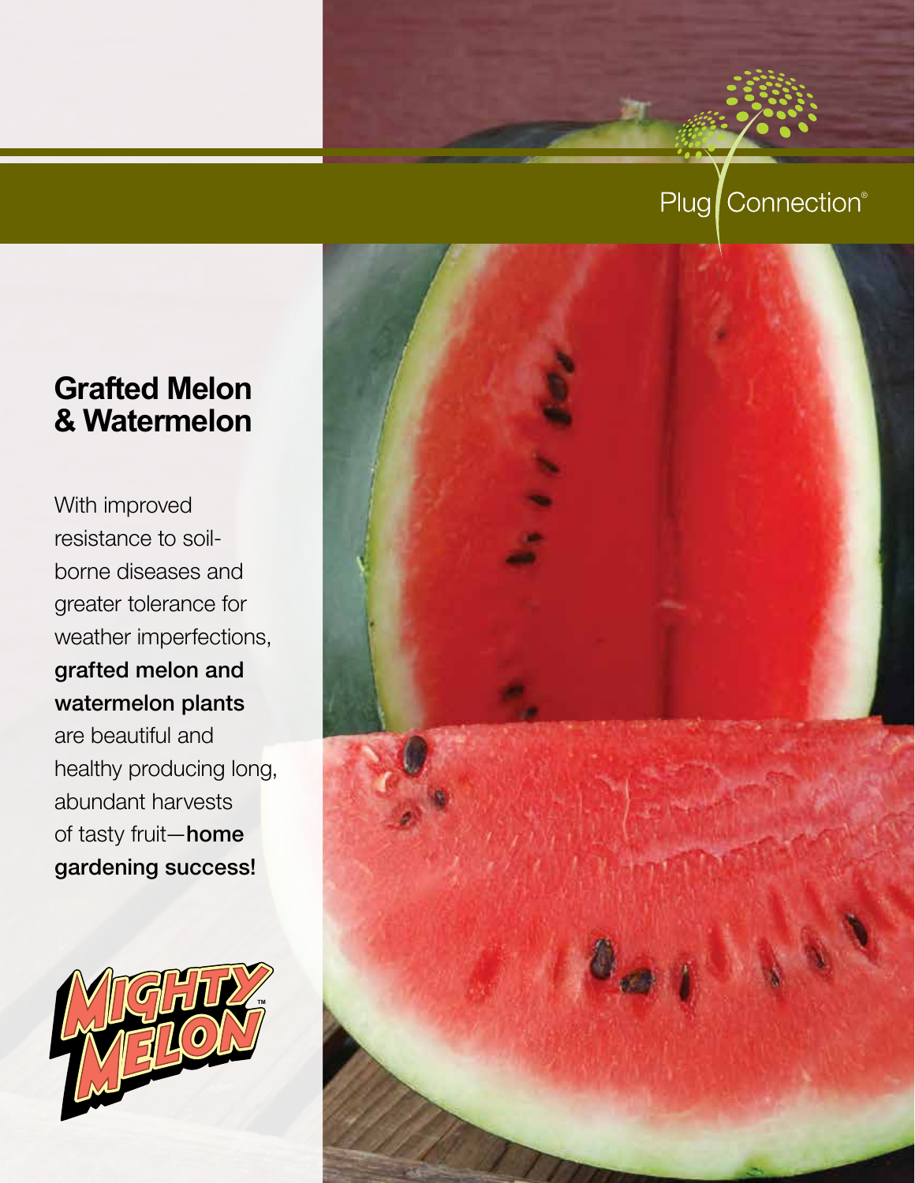Plug Connection®

# Grafted Melon & Watermelon

With improved resistance to soil-borne diseases and greater tolerance for weather imperfections, **grafted melon and watermelon plants** are beautiful and healthy producing long, abundant harvests of tasty fruit—**home gardening success!**

MIGHTY MELON™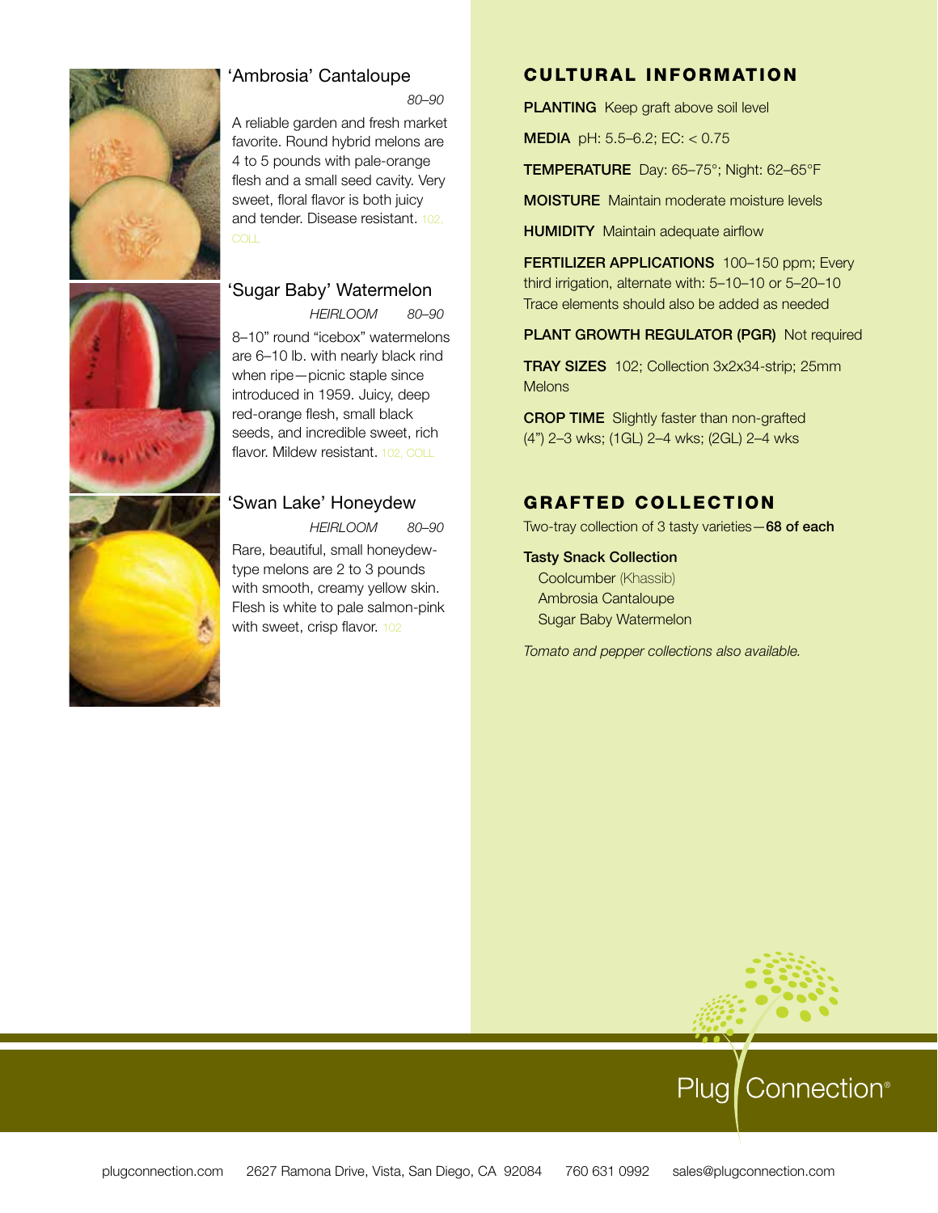## 'Ambrosia' Cantaloupe

*80–90*

A reliable garden and fresh market favorite. Round hybrid melons are 4 to 5 pounds with pale-orange flesh and a small seed cavity. Very sweet, floral flavor is both juicy and tender. Disease resistant. 102, COLL

## 'Sugar Baby' Watermelon

*HEIRLOOM 80–90*

8–10" round "icebox" watermelons are 6–10 lb. with nearly black rind when ripe—picnic staple since introduced in 1959. Juicy, deep red-orange flesh, small black seeds, and incredible sweet, rich flavor. Mildew resistant. 102, COLL

## 'Swan Lake' Honeydew

*HEIRLOOM 80–90*

Rare, beautiful, small honeydew-type melons are 2 to 3 pounds with smooth, creamy yellow skin. Flesh is white to pale salmon-pink with sweet, crisp flavor. 102

## CULTURAL INFORMATION

**PLANTING** Keep graft above soil level

**MEDIA** pH: 5.5–6.2; EC: < 0.75

**TEMPERATURE** Day: 65–75°; Night: 62–65°F

**MOISTURE** Maintain moderate moisture levels

**HUMIDITY** Maintain adequate airflow

**FERTILIZER APPLICATIONS** 100–150 ppm; Every third irrigation, alternate with: 5–10–10 or 5–20–10 Trace elements should also be added as needed

**PLANT GROWTH REGULATOR (PGR)** Not required

**TRAY SIZES** 102; Collection 3x2x34-strip; 25mm Melons

**CROP TIME** Slightly faster than non-grafted (4") 2–3 wks; (1GL) 2–4 wks; (2GL) 2–4 wks

## GRAFTED COLLECTION

Two-tray collection of 3 tasty varieties—**68 of each**

**Tasty Snack Collection**

- Coolcumber (Khassib)
- Ambrosia Cantaloupe
- Sugar Baby Watermelon

*Tomato and pepper collections also available.*

Plug Connection®

plugconnection.com 2627 Ramona Drive, Vista, San Diego, CA 92084 760 631 0992 sales@plugconnection.com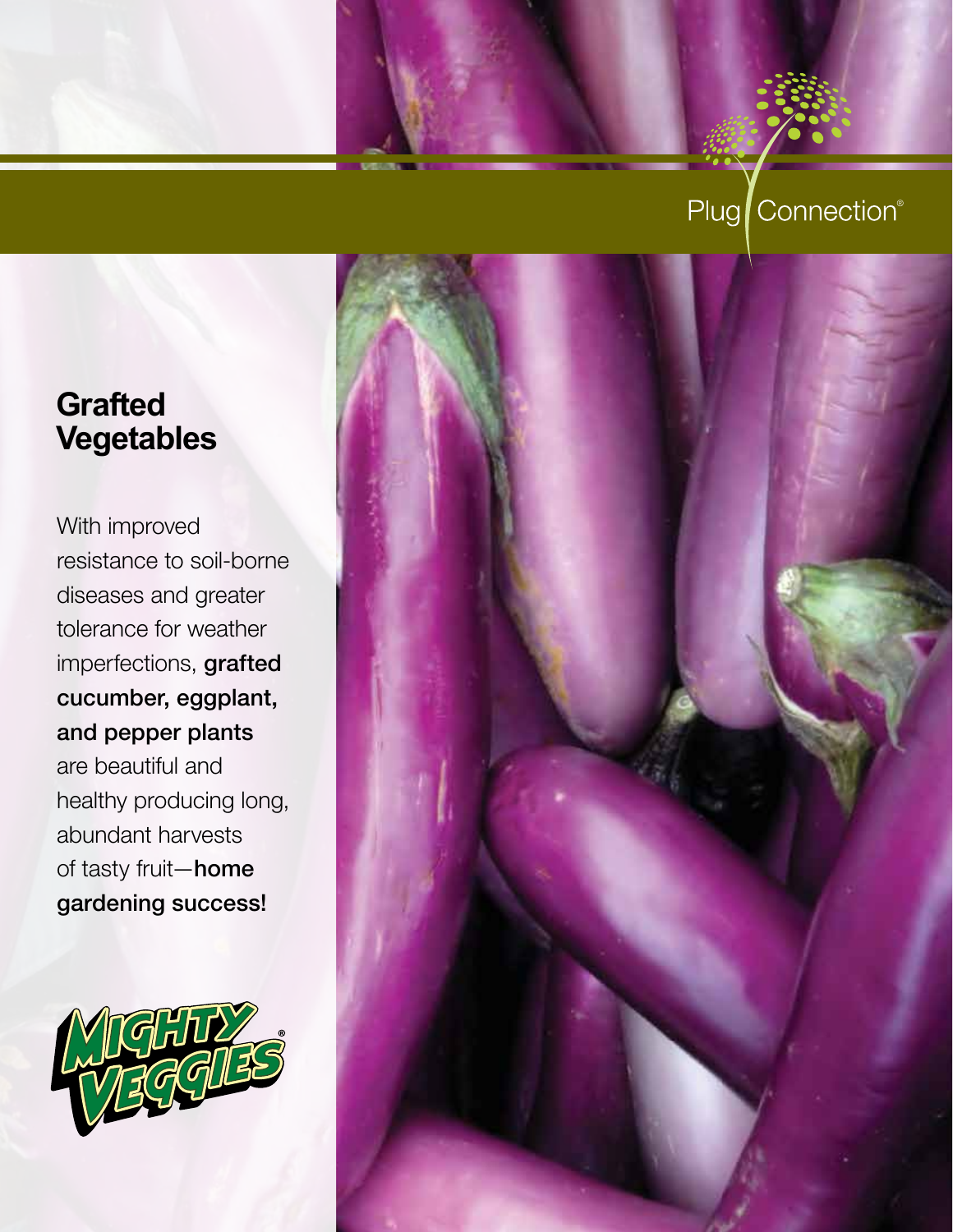Plug Connection®

## Grafted Vegetables

With improved resistance to soil-borne diseases and greater tolerance for weather imperfections, **grafted cucumber, eggplant, and pepper plants** are beautiful and healthy producing long, abundant harvests of tasty fruit—**home gardening success!**

MIGHTY VEGGIES®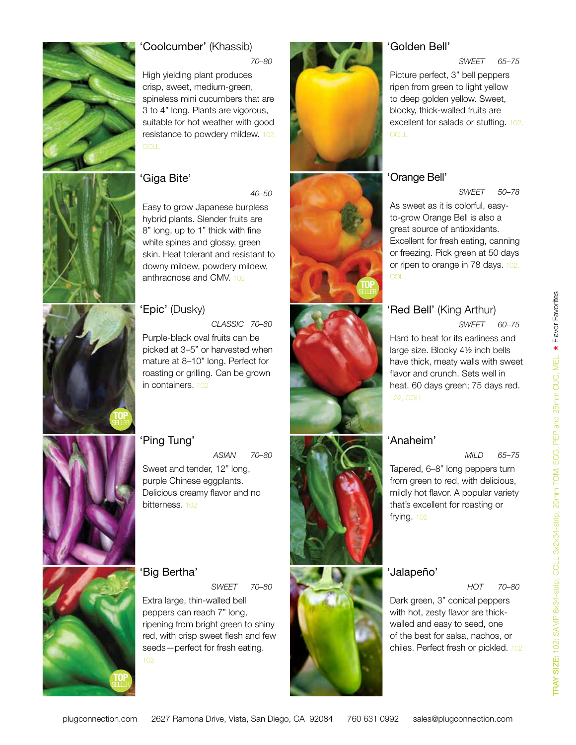## 'Coolcumber' (Khassib)

*70–80*

High yielding plant produces crisp, sweet, medium-green, spineless mini cucumbers that are 3 to 4" long. Plants are vigorous, suitable for hot weather with good resistance to powdery mildew. 102, COLL

## 'Giga Bite'

*40–50*

Easy to grow Japanese burpless hybrid plants. Slender fruits are 8" long, up to 1" thick with fine white spines and glossy, green skin. Heat tolerant and resistant to downy mildew, powdery mildew, anthracnose and CMV. 102

## 'Epic' (Dusky)

*CLASSIC 70–80*

TOP SELLER

Purple-black oval fruits can be picked at 3–5" or harvested when mature at 8–10" long. Perfect for roasting or grilling. Can be grown in containers. 102

## 'Ping Tung'

*ASIAN 70–80*

Sweet and tender, 12" long, purple Chinese eggplants. Delicious creamy flavor and no bitterness. 102

## 'Big Bertha'

*SWEET 70–80*

TOP SELLER

Extra large, thin-walled bell peppers can reach 7" long, ripening from bright green to shiny red, with crisp sweet flesh and few seeds—perfect for fresh eating. 102

## 'Golden Bell'

*SWEET 65–75*

Picture perfect, 3" bell peppers ripen from green to light yellow to deep golden yellow. Sweet, blocky, thick-walled fruits are excellent for salads or stuffing. 102, COLL

## 'Orange Bell'

*SWEET 50–78*

TOP SELLER

As sweet as it is colorful, easy-to-grow Orange Bell is also a great source of antioxidants. Excellent for fresh eating, canning or freezing. Pick green at 50 days or ripen to orange in 78 days. 102, COLL

## 'Red Bell' (King Arthur)

*SWEET 60–75*

Hard to beat for its earliness and large size. Blocky 4½ inch bells have thick, meaty walls with sweet flavor and crunch. Sets well in heat. 60 days green; 75 days red. 102, COLL

## 'Anaheim'

*MILD 65–75*

Tapered, 6–8" long peppers turn from green to red, with delicious, mildly hot flavor. A popular variety that's excellent for roasting or frying. 102

## 'Jalapeño'

*HOT 70–80*

Dark green, 3" conical peppers with hot, zesty flavor are thick-walled and easy to seed, one of the best for salsa, nachos, or chiles. Perfect fresh or pickled. 102

**TRAY SIZE:** 102; SAMP 6x34-strip; COLL 3x2x34-strip; 20mm TOM, EGG, PEP and 25mm CUC, MEL ★ Flavor Favorites

plugconnection.com 2627 Ramona Drive, Vista, San Diego, CA 92084 760 631 0992 sales@plugconnection.com